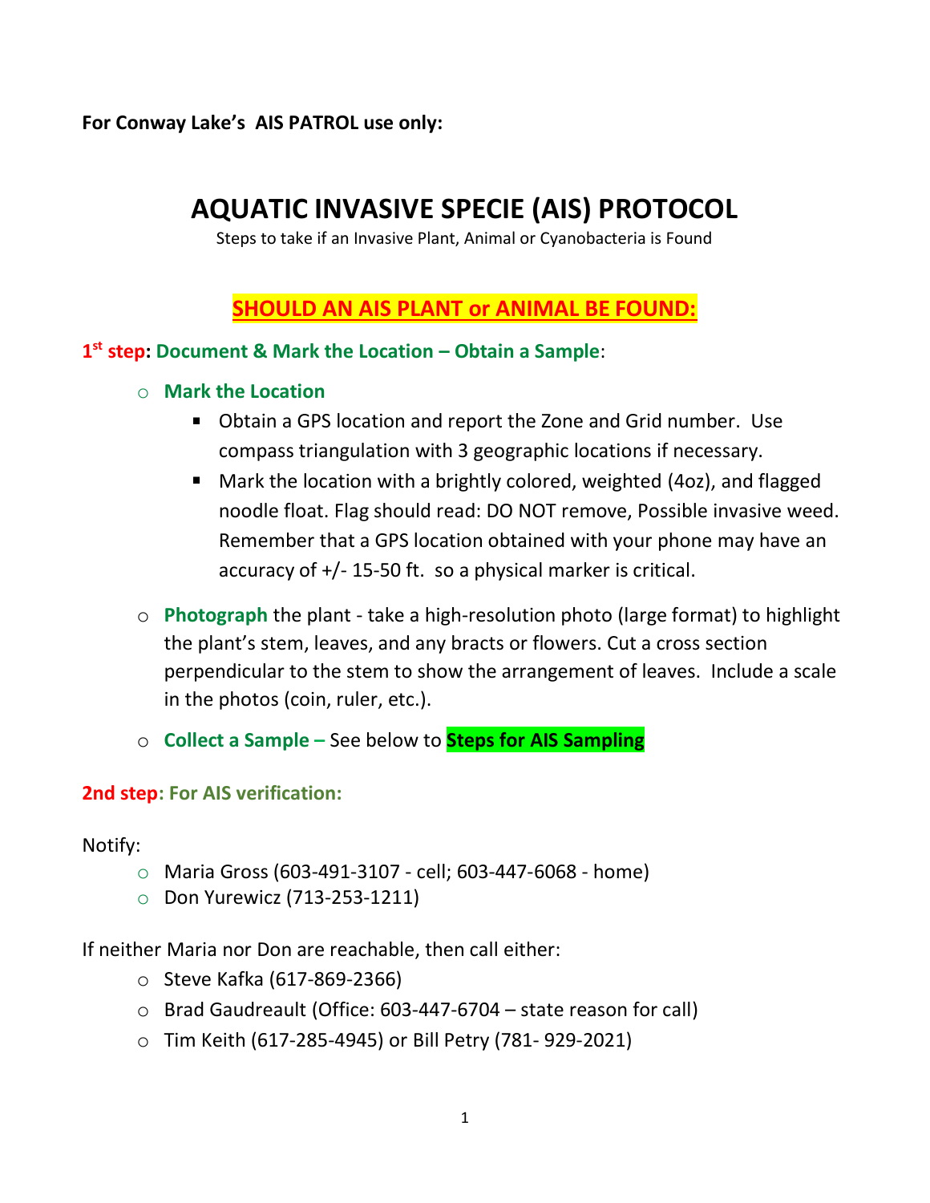**For Conway Lake's AIS PATROL use only:**

# AQUATIC INVASIVE SPECIE (AIS) PROTOCOL

Steps to take if an Invasive Plant, Animal or Cyanobacteria is Found

## SHOULD AN AIS PLANT or ANIMAL BE FOUND:

**1st step: Document & Mark the Location – Obtain a Sample**:

- **Mark the Location**
  - Obtain a GPS location and report the Zone and Grid number. Use compass triangulation with 3 geographic locations if necessary.
  - Mark the location with a brightly colored, weighted (4oz), and flagged noodle float. Flag should read: DO NOT remove, Possible invasive weed. Remember that a GPS location obtained with your phone may have an accuracy of +/- 15-50 ft. so a physical marker is critical.
- **Photograph** the plant - take a high-resolution photo (large format) to highlight the plant's stem, leaves, and any bracts or flowers. Cut a cross section perpendicular to the stem to show the arrangement of leaves. Include a scale in the photos (coin, ruler, etc.).
- **Collect a Sample –** See below to **Steps for AIS Sampling**

**2nd step: For AIS verification:**

Notify:

- Maria Gross (603-491-3107 - cell; 603-447-6068 - home)
- Don Yurewicz (713-253-1211)

If neither Maria nor Don are reachable, then call either:

- Steve Kafka (617-869-2366)
- Brad Gaudreault (Office: 603-447-6704 – state reason for call)
- Tim Keith (617-285-4945) or Bill Petry (781- 929-2021)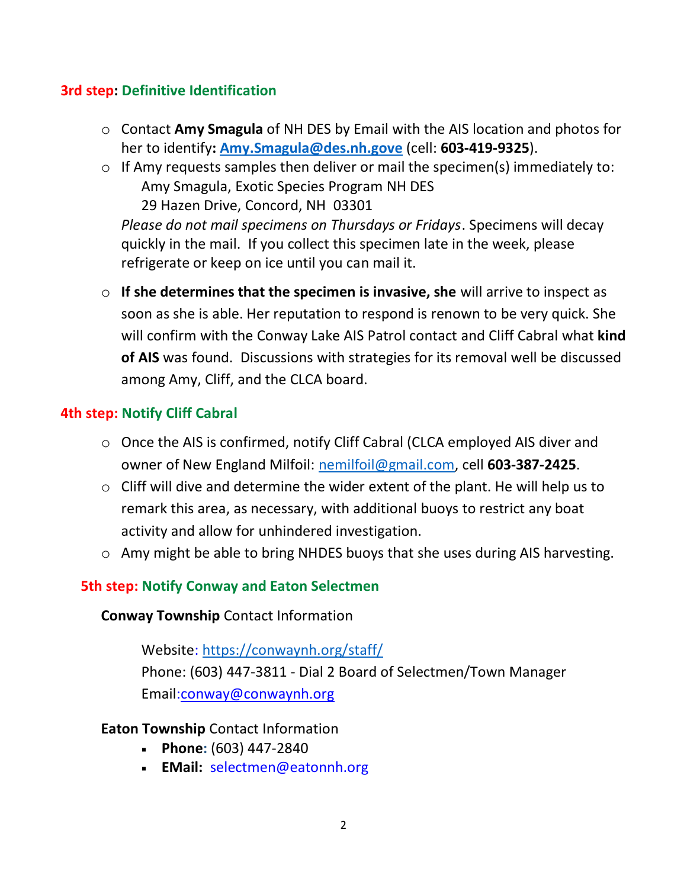**3rd step: Definitive Identification**

- Contact **Amy Smagula** of NH DES by Email with the AIS location and photos for her to identify**: [Amy.Smagula@des.nh.gove](mailto:Amy.Smagula@des.nh.gove)** (cell: **603-419-9325**).
- If Amy requests samples then deliver or mail the specimen(s) immediately to:
  Amy Smagula, Exotic Species Program NH DES
  29 Hazen Drive, Concord, NH 03301
  *Please do not mail specimens on Thursdays or Fridays*. Specimens will decay quickly in the mail. If you collect this specimen late in the week, please refrigerate or keep on ice until you can mail it.
- **If she determines that the specimen is invasive, she** will arrive to inspect as soon as she is able. Her reputation to respond is renown to be very quick. She will confirm with the Conway Lake AIS Patrol contact and Cliff Cabral what **kind of AIS** was found. Discussions with strategies for its removal well be discussed among Amy, Cliff, and the CLCA board.

**4th step: Notify Cliff Cabral**

- Once the AIS is confirmed, notify Cliff Cabral (CLCA employed AIS diver and owner of New England Milfoil: [nemilfoil@gmail.com](mailto:nemilfoil@gmail.com), cell **603-387-2425**.
- Cliff will dive and determine the wider extent of the plant. He will help us to remark this area, as necessary, with additional buoys to restrict any boat activity and allow for unhindered investigation.
- Amy might be able to bring NHDES buoys that she uses during AIS harvesting.

**5th step: Notify Conway and Eaton Selectmen**

**Conway Township** Contact Information

Website: [https://conwaynh.org/staff/](https://conwaynh.org/staff/)
Phone: (603) 447-3811 - Dial 2 Board of Selectmen/Town Manager
Email:[conway@conwaynh.org](mailto:conway@conwaynh.org)

**Eaton Township** Contact Information

- **Phone:** (603) 447-2840
- **EMail:** selectmen@eatonnh.org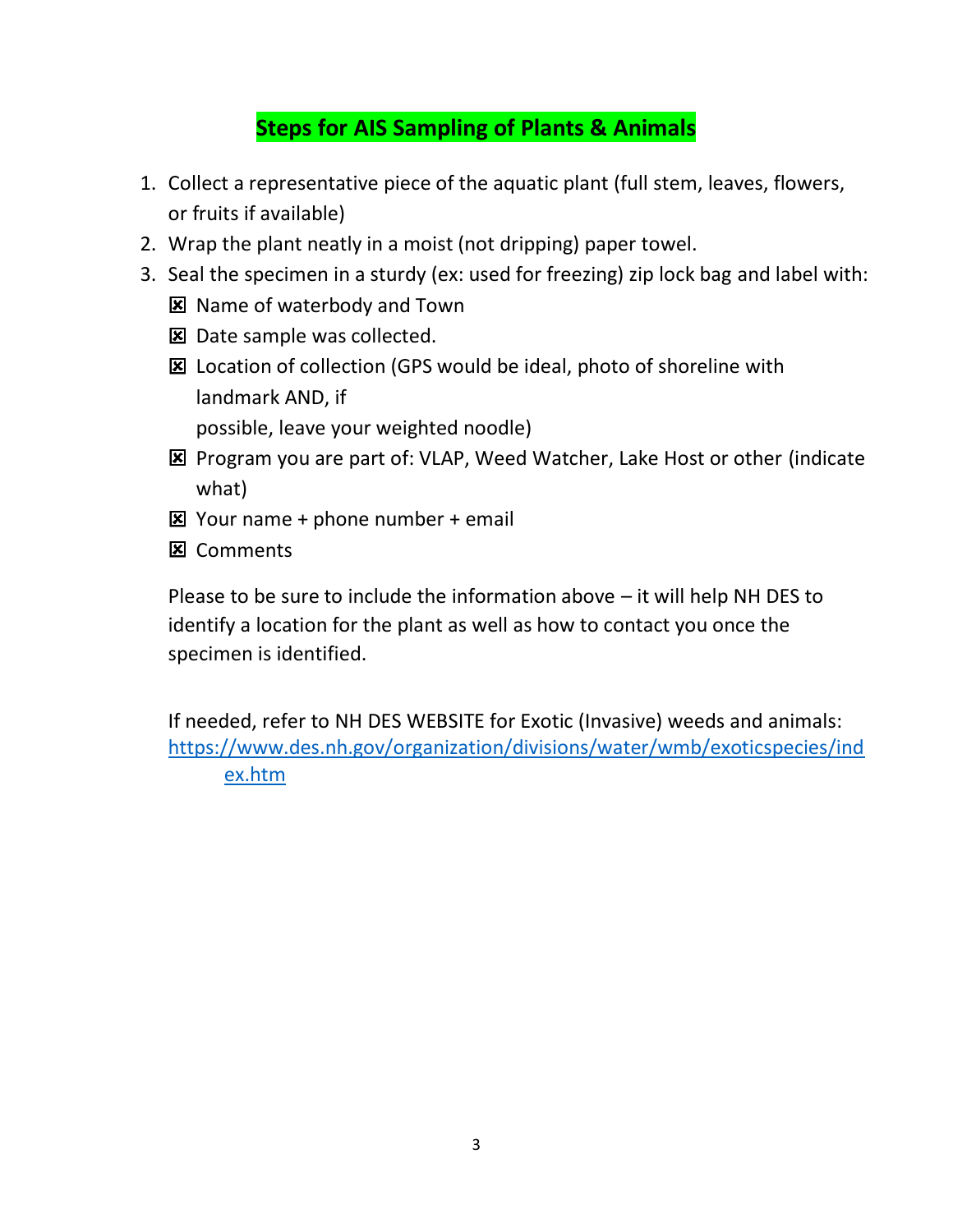## Steps for AIS Sampling of Plants & Animals

1. Collect a representative piece of the aquatic plant (full stem, leaves, flowers, or fruits if available)
2. Wrap the plant neatly in a moist (not dripping) paper towel.
3. Seal the specimen in a sturdy (ex: used for freezing) zip lock bag and label with:
   - ☒ Name of waterbody and Town
   - ☒ Date sample was collected.
   - ☒ Location of collection (GPS would be ideal, photo of shoreline with landmark AND, if possible, leave your weighted noodle)
   - ☒ Program you are part of: VLAP, Weed Watcher, Lake Host or other (indicate what)
   - ☒ Your name + phone number + email
   - ☒ Comments

   Please to be sure to include the information above – it will help NH DES to identify a location for the plant as well as how to contact you once the specimen is identified.

   If needed, refer to NH DES WEBSITE for Exotic (Invasive) weeds and animals: [https://www.des.nh.gov/organization/divisions/water/wmb/exoticspecies/index.htm](https://www.des.nh.gov/organization/divisions/water/wmb/exoticspecies/index.htm)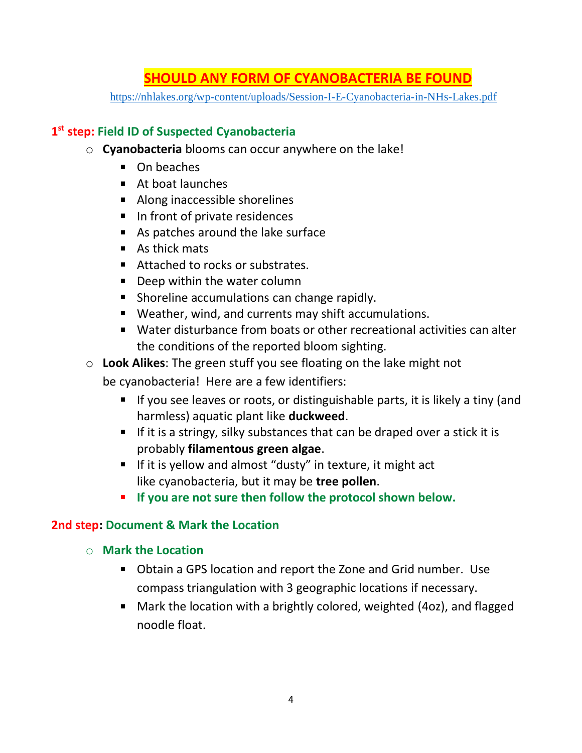## SHOULD ANY FORM OF CYANOBACTERIA BE FOUND

https://nhlakes.org/wp-content/uploads/Session-I-E-Cyanobacteria-in-NHs-Lakes.pdf

### 1st step: Field ID of Suspected Cyanobacteria

- **Cyanobacteria** blooms can occur anywhere on the lake!
  - On beaches
  - At boat launches
  - Along inaccessible shorelines
  - In front of private residences
  - As patches around the lake surface
  - As thick mats
  - Attached to rocks or substrates.
  - Deep within the water column
  - Shoreline accumulations can change rapidly.
  - Weather, wind, and currents may shift accumulations.
  - Water disturbance from boats or other recreational activities can alter the conditions of the reported bloom sighting.
- **Look Alikes**: The green stuff you see floating on the lake might not be cyanobacteria! Here are a few identifiers:
  - If you see leaves or roots, or distinguishable parts, it is likely a tiny (and harmless) aquatic plant like **duckweed**.
  - If it is a stringy, silky substances that can be draped over a stick it is probably **filamentous green algae**.
  - If it is yellow and almost "dusty" in texture, it might act like cyanobacteria, but it may be **tree pollen**.
  - **If you are not sure then follow the protocol shown below.**

### 2nd step: Document & Mark the Location

- **Mark the Location**
  - Obtain a GPS location and report the Zone and Grid number. Use compass triangulation with 3 geographic locations if necessary.
  - Mark the location with a brightly colored, weighted (4oz), and flagged noodle float.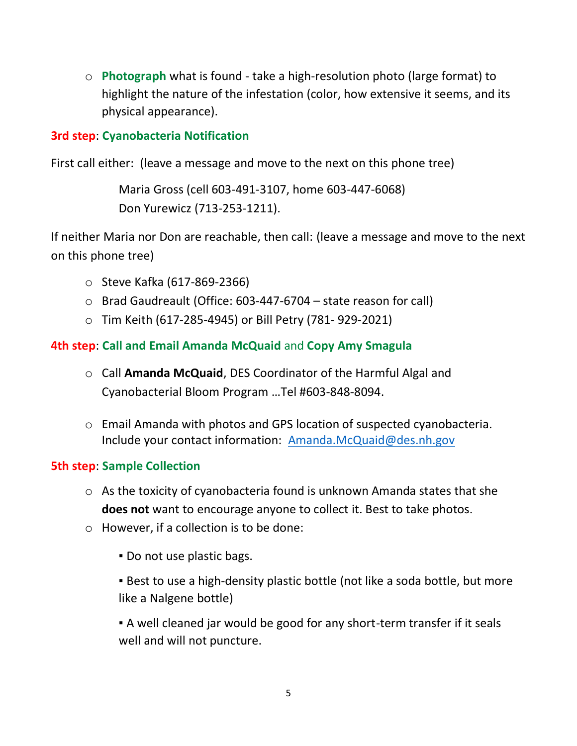- **Photograph** what is found - take a high-resolution photo (large format) to highlight the nature of the infestation (color, how extensive it seems, and its physical appearance).

### 3rd step: Cyanobacteria Notification

First call either: (leave a message and move to the next on this phone tree)

Maria Gross (cell 603-491-3107, home 603-447-6068)
Don Yurewicz (713-253-1211).

If neither Maria nor Don are reachable, then call: (leave a message and move to the next on this phone tree)

- Steve Kafka (617-869-2366)
- Brad Gaudreault (Office: 603-447-6704 – state reason for call)
- Tim Keith (617-285-4945) or Bill Petry (781- 929-2021)

### 4th step: Call and Email Amanda McQuaid and Copy Amy Smagula

- Call **Amanda McQuaid**, DES Coordinator of the Harmful Algal and Cyanobacterial Bloom Program …Tel #603-848-8094.
- Email Amanda with photos and GPS location of suspected cyanobacteria. Include your contact information: Amanda.McQuaid@des.nh.gov

### 5th step: Sample Collection

- As the toxicity of cyanobacteria found is unknown Amanda states that she **does not** want to encourage anyone to collect it. Best to take photos.
- However, if a collection is to be done:
  - Do not use plastic bags.
  - Best to use a high-density plastic bottle (not like a soda bottle, but more like a Nalgene bottle)
  - A well cleaned jar would be good for any short-term transfer if it seals well and will not puncture.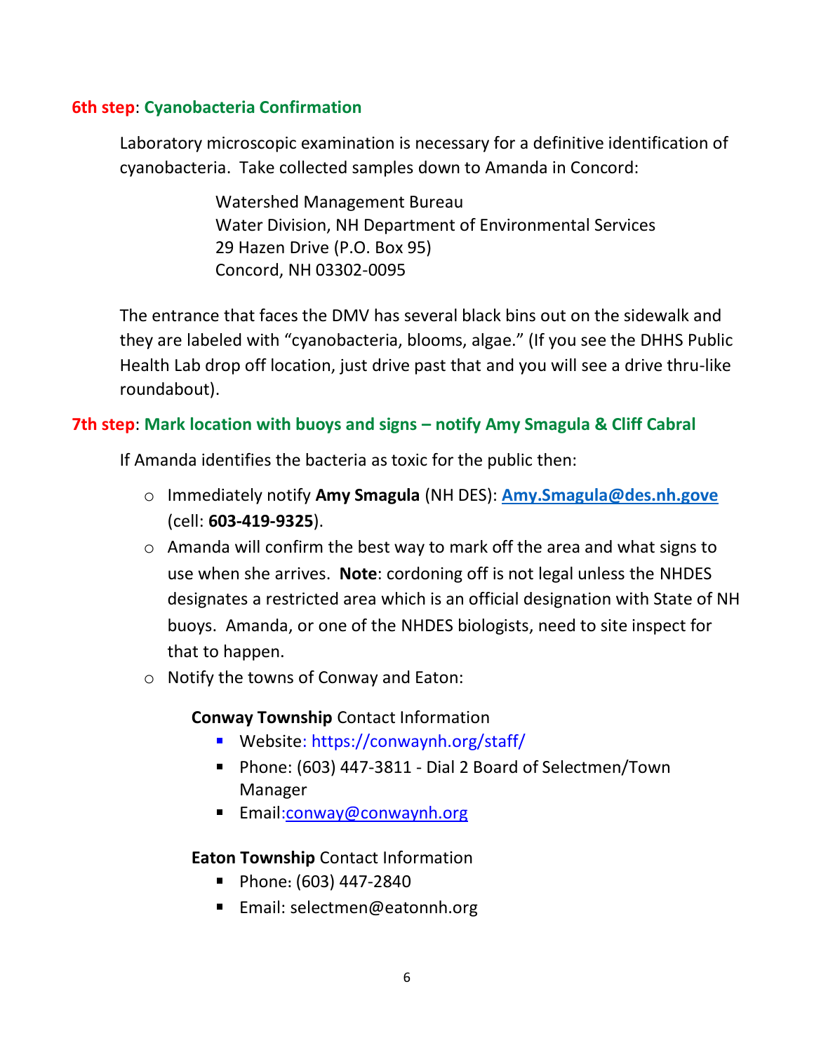**6th step**: **Cyanobacteria Confirmation**

Laboratory microscopic examination is necessary for a definitive identification of cyanobacteria. Take collected samples down to Amanda in Concord:

> Watershed Management Bureau
> Water Division, NH Department of Environmental Services
> 29 Hazen Drive (P.O. Box 95)
> Concord, NH 03302-0095

The entrance that faces the DMV has several black bins out on the sidewalk and they are labeled with "cyanobacteria, blooms, algae." (If you see the DHHS Public Health Lab drop off location, just drive past that and you will see a drive thru-like roundabout).

**7th step**: **Mark location with buoys and signs – notify Amy Smagula & Cliff Cabral**

If Amanda identifies the bacteria as toxic for the public then:

- Immediately notify **Amy Smagula** (NH DES): **Amy.Smagula@des.nh.gove** (cell: **603-419-9325**).
- Amanda will confirm the best way to mark off the area and what signs to use when she arrives. **Note**: cordoning off is not legal unless the NHDES designates a restricted area which is an official designation with State of NH buoys. Amanda, or one of the NHDES biologists, need to site inspect for that to happen.
- Notify the towns of Conway and Eaton:

  **Conway Township** Contact Information
  - Website: https://conwaynh.org/staff/
  - Phone: (603) 447-3811 - Dial 2 Board of Selectmen/Town Manager
  - Email:conway@conwaynh.org

  **Eaton Township** Contact Information
  - Phone: (603) 447-2840
  - Email: selectmen@eatonnh.org